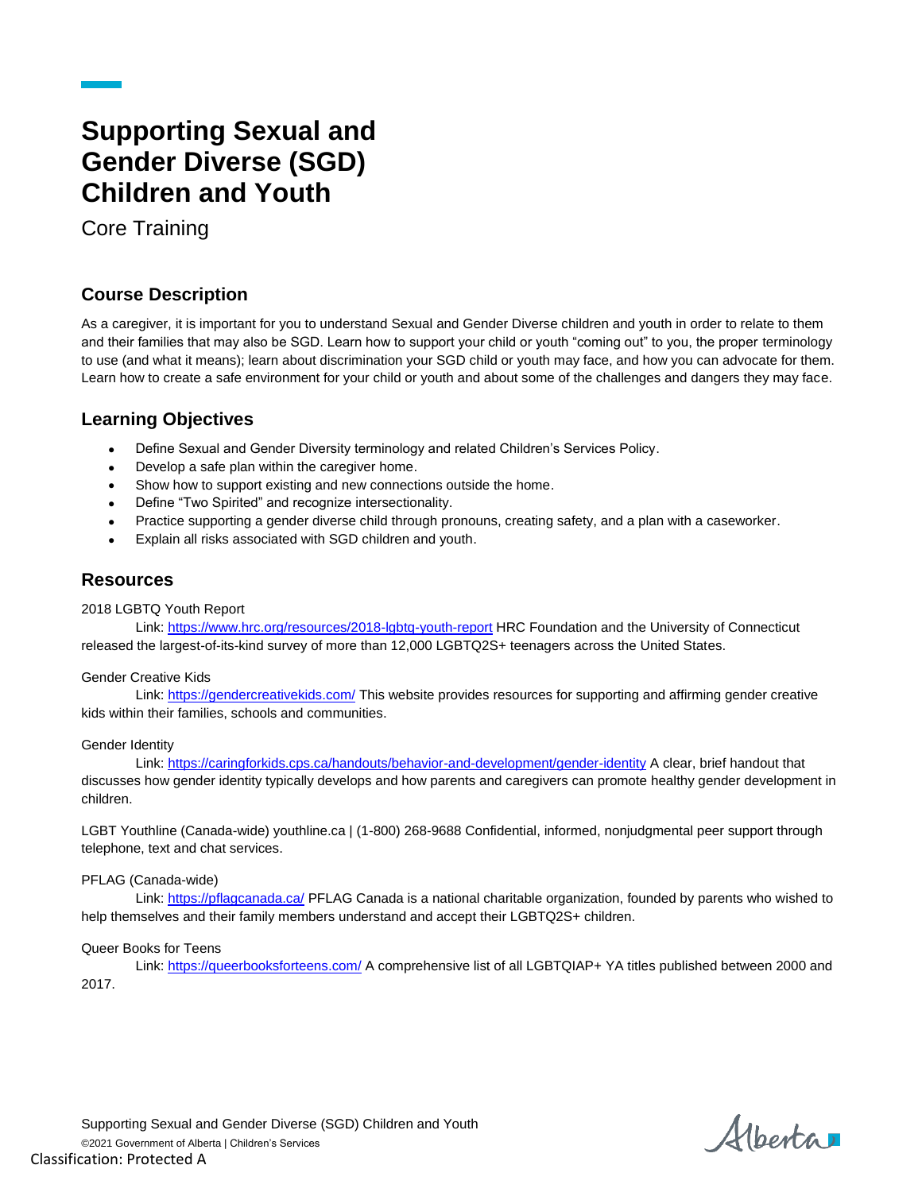# Supporting Sexual and Gender Diverse (SGD) Children and Youth

Core Training

## Course Description

As a caregiver, it is important for you to understand Sexual and Gender Diverse children and youth in order to relate to them and their families that may also be SGD. Learn how to support your child or youth "coming out" to you, the proper terminology to use (and what it means); learn about discrimination your SGD child or youth may face, and how you can advocate for them. Learn how to create a safe environment for your child or youth and about some of the challenges and dangers they may face.

## Learning Objectives

- Define Sexual and Gender Diversity terminology and related Children's Services Policy.
- Develop a safe plan within the caregiver home.
- Show how to support existing and new connections outside the home.
- Define "Two Spirited" and recognize intersectionality.
- Practice supporting a gender diverse child through pronouns, creating safety, and a plan with a caseworker.
- Explain all risks associated with SGD children and youth.

## Resources

2018 LGBTQ Youth Report

Link: https://www.hrc.org/resources/2018-lgbtq-youth-report HRC Foundation and the University of Connecticut released the largest-of-its-kind survey of more than 12,000 LGBTQ2S+ teenagers across the United States.

Gender Creative Kids

Link: https://gendercreativekids.com/ This website provides resources for supporting and affirming gender creative kids within their families, schools and communities.

Gender Identity

Link: https://caringforkids.cps.ca/handouts/behavior-and-development/gender-identity A clear, brief handout that discusses how gender identity typically develops and how parents and caregivers can promote healthy gender development in children.

LGBT Youthline (Canada-wide) youthline.ca | (1-800) 268-9688 Confidential, informed, nonjudgmental peer support through telephone, text and chat services.

PFLAG (Canada-wide)

Link: https://pflagcanada.ca/ PFLAG Canada is a national charitable organization, founded by parents who wished to help themselves and their family members understand and accept their LGBTQ2S+ children.

Queer Books for Teens

Link: https://queerbooksforteens.com/ A comprehensive list of all LGBTQIAP+ YA titles published between 2000 and 2017.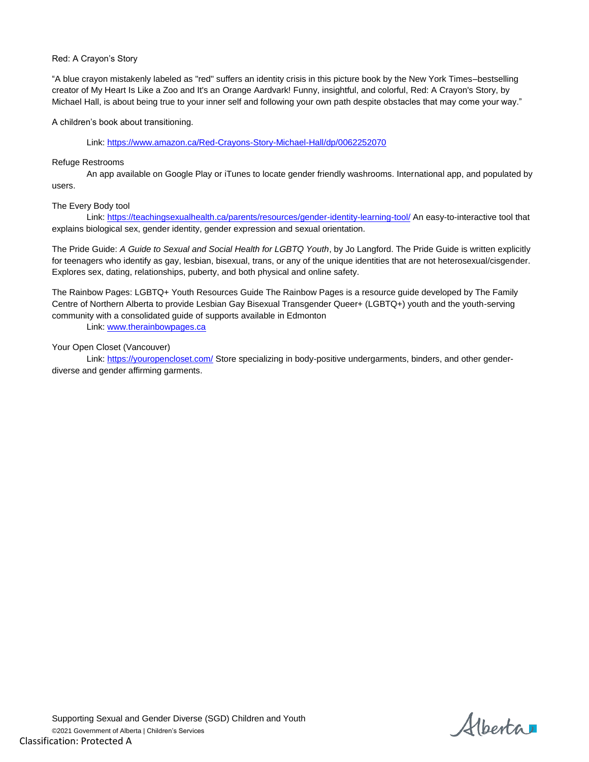Red: A Crayon's Story

"A blue crayon mistakenly labeled as "red" suffers an identity crisis in this picture book by the New York Times–bestselling creator of My Heart Is Like a Zoo and It's an Orange Aardvark! Funny, insightful, and colorful, Red: A Crayon's Story, by Michael Hall, is about being true to your inner self and following your own path despite obstacles that may come your way."

A children's book about transitioning.

Link: https://www.amazon.ca/Red-Crayons-Story-Michael-Hall/dp/0062252070

Refuge Restrooms

An app available on Google Play or iTunes to locate gender friendly washrooms. International app, and populated by users.

The Every Body tool

Link: https://teachingsexualhealth.ca/parents/resources/gender-identity-learning-tool/ An easy-to-interactive tool that explains biological sex, gender identity, gender expression and sexual orientation.

The Pride Guide: *A Guide to Sexual and Social Health for LGBTQ Youth*, by Jo Langford. The Pride Guide is written explicitly for teenagers who identify as gay, lesbian, bisexual, trans, or any of the unique identities that are not heterosexual/cisgender. Explores sex, dating, relationships, puberty, and both physical and online safety.

The Rainbow Pages: LGBTQ+ Youth Resources Guide The Rainbow Pages is a resource guide developed by The Family Centre of Northern Alberta to provide Lesbian Gay Bisexual Transgender Queer+ (LGBTQ+) youth and the youth-serving community with a consolidated guide of supports available in Edmonton

Link: www.therainbowpages.ca

Your Open Closet (Vancouver)

Link: https://youropencloset.com/ Store specializing in body-positive undergarments, binders, and other gender-diverse and gender affirming garments.